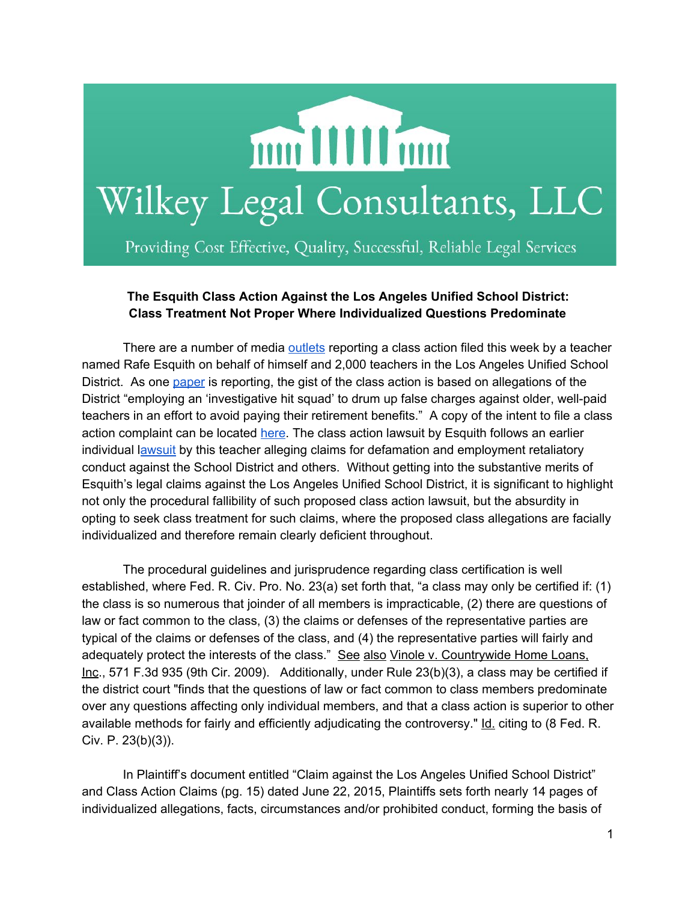Wilkey Legal Consultants, LLC

Providing Cost Effective, Quality, Successful, Reliable Legal Services

**The Esquith Class Action Against the Los Angeles Unified School District: Class Treatment Not Proper Where Individualized Questions Predominate**

There are a number of media outlets reporting a class action filed this week by a teacher named Rafe Esquith on behalf of himself and 2,000 teachers in the Los Angeles Unified School District. As one paper is reporting, the gist of the class action is based on allegations of the District "employing an 'investigative hit squad' to drum up false charges against older, well-paid teachers in an effort to avoid paying their retirement benefits." A copy of the intent to file a class action complaint can be located here. The class action lawsuit by Esquith follows an earlier individual lawsuit by this teacher alleging claims for defamation and employment retaliatory conduct against the School District and others. Without getting into the substantive merits of Esquith's legal claims against the Los Angeles Unified School District, it is significant to highlight not only the procedural fallibility of such proposed class action lawsuit, but the absurdity in opting to seek class treatment for such claims, where the proposed class allegations are facially individualized and therefore remain clearly deficient throughout.

The procedural guidelines and jurisprudence regarding class certification is well established, where Fed. R. Civ. Pro. No. 23(a) set forth that, "a class may only be certified if: (1) the class is so numerous that joinder of all members is impracticable, (2) there are questions of law or fact common to the class, (3) the claims or defenses of the representative parties are typical of the claims or defenses of the class, and (4) the representative parties will fairly and adequately protect the interests of the class." See also Vinole v. Countrywide Home Loans, Inc., 571 F.3d 935 (9th Cir. 2009). Additionally, under Rule 23(b)(3), a class may be certified if the district court "finds that the questions of law or fact common to class members predominate over any questions affecting only individual members, and that a class action is superior to other available methods for fairly and efficiently adjudicating the controversy." Id. citing to (8 Fed. R. Civ. P. 23(b)(3)).

In Plaintiff's document entitled "Claim against the Los Angeles Unified School District" and Class Action Claims (pg. 15) dated June 22, 2015, Plaintiffs sets forth nearly 14 pages of individualized allegations, facts, circumstances and/or prohibited conduct, forming the basis of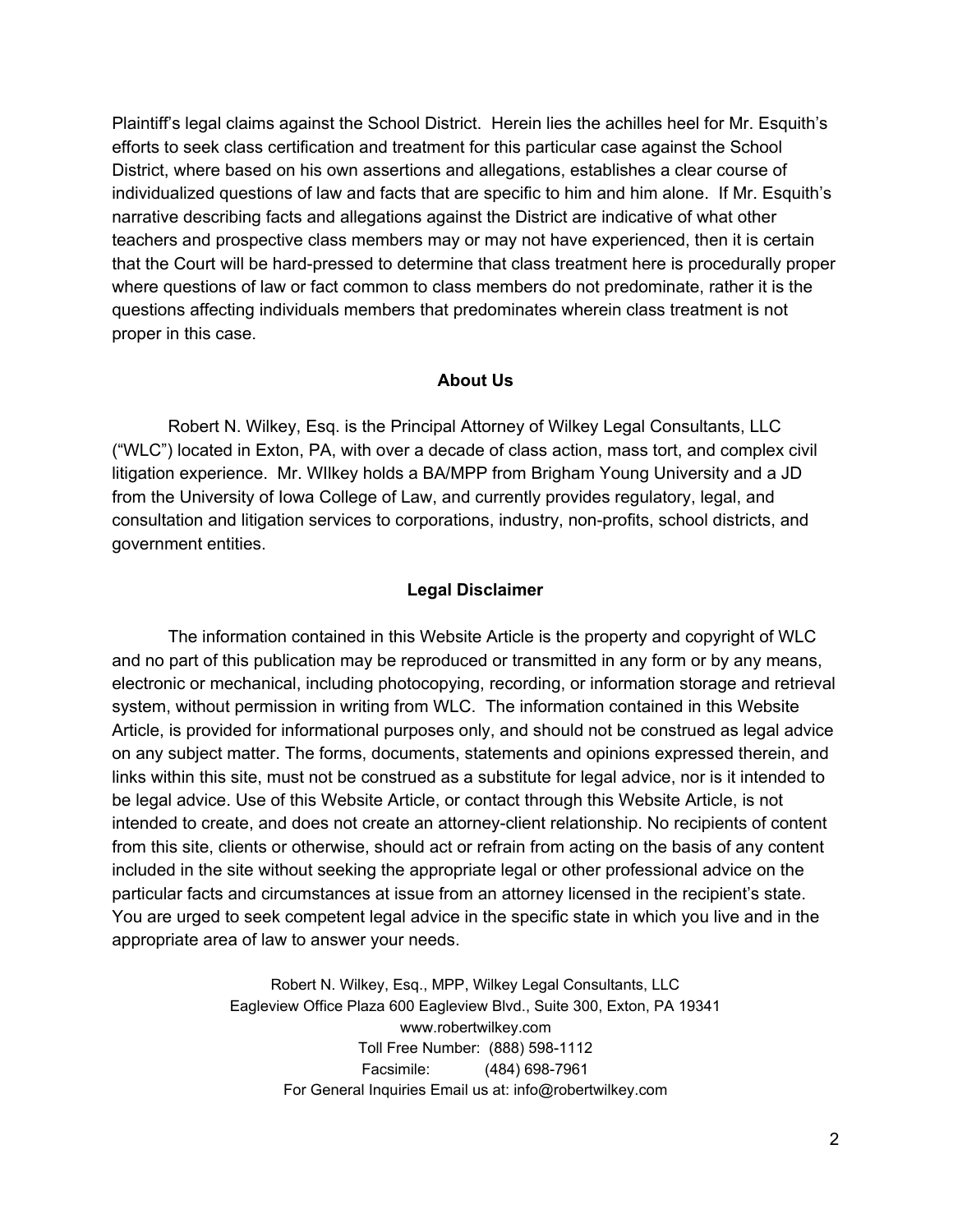Plaintiff's legal claims against the School District. Herein lies the achilles heel for Mr. Esquith's efforts to seek class certification and treatment for this particular case against the School District, where based on his own assertions and allegations, establishes a clear course of individualized questions of law and facts that are specific to him and him alone. If Mr. Esquith's narrative describing facts and allegations against the District are indicative of what other teachers and prospective class members may or may not have experienced, then it is certain that the Court will be hard-pressed to determine that class treatment here is procedurally proper where questions of law or fact common to class members do not predominate, rather it is the questions affecting individuals members that predominates wherein class treatment is not proper in this case.

## About Us

Robert N. Wilkey, Esq. is the Principal Attorney of Wilkey Legal Consultants, LLC ("WLC") located in Exton, PA, with over a decade of class action, mass tort, and complex civil litigation experience. Mr. WIlkey holds a BA/MPP from Brigham Young University and a JD from the University of Iowa College of Law, and currently provides regulatory, legal, and consultation and litigation services to corporations, industry, non-profits, school districts, and government entities.

## Legal Disclaimer

The information contained in this Website Article is the property and copyright of WLC and no part of this publication may be reproduced or transmitted in any form or by any means, electronic or mechanical, including photocopying, recording, or information storage and retrieval system, without permission in writing from WLC. The information contained in this Website Article, is provided for informational purposes only, and should not be construed as legal advice on any subject matter. The forms, documents, statements and opinions expressed therein, and links within this site, must not be construed as a substitute for legal advice, nor is it intended to be legal advice. Use of this Website Article, or contact through this Website Article, is not intended to create, and does not create an attorney-client relationship. No recipients of content from this site, clients or otherwise, should act or refrain from acting on the basis of any content included in the site without seeking the appropriate legal or other professional advice on the particular facts and circumstances at issue from an attorney licensed in the recipient's state. You are urged to seek competent legal advice in the specific state in which you live and in the appropriate area of law to answer your needs.

Robert N. Wilkey, Esq., MPP, Wilkey Legal Consultants, LLC
Eagleview Office Plaza 600 Eagleview Blvd., Suite 300, Exton, PA 19341
www.robertwilkey.com
Toll Free Number: (888) 598-1112
Facsimile: (484) 698-7961
For General Inquiries Email us at: info@robertwilkey.com